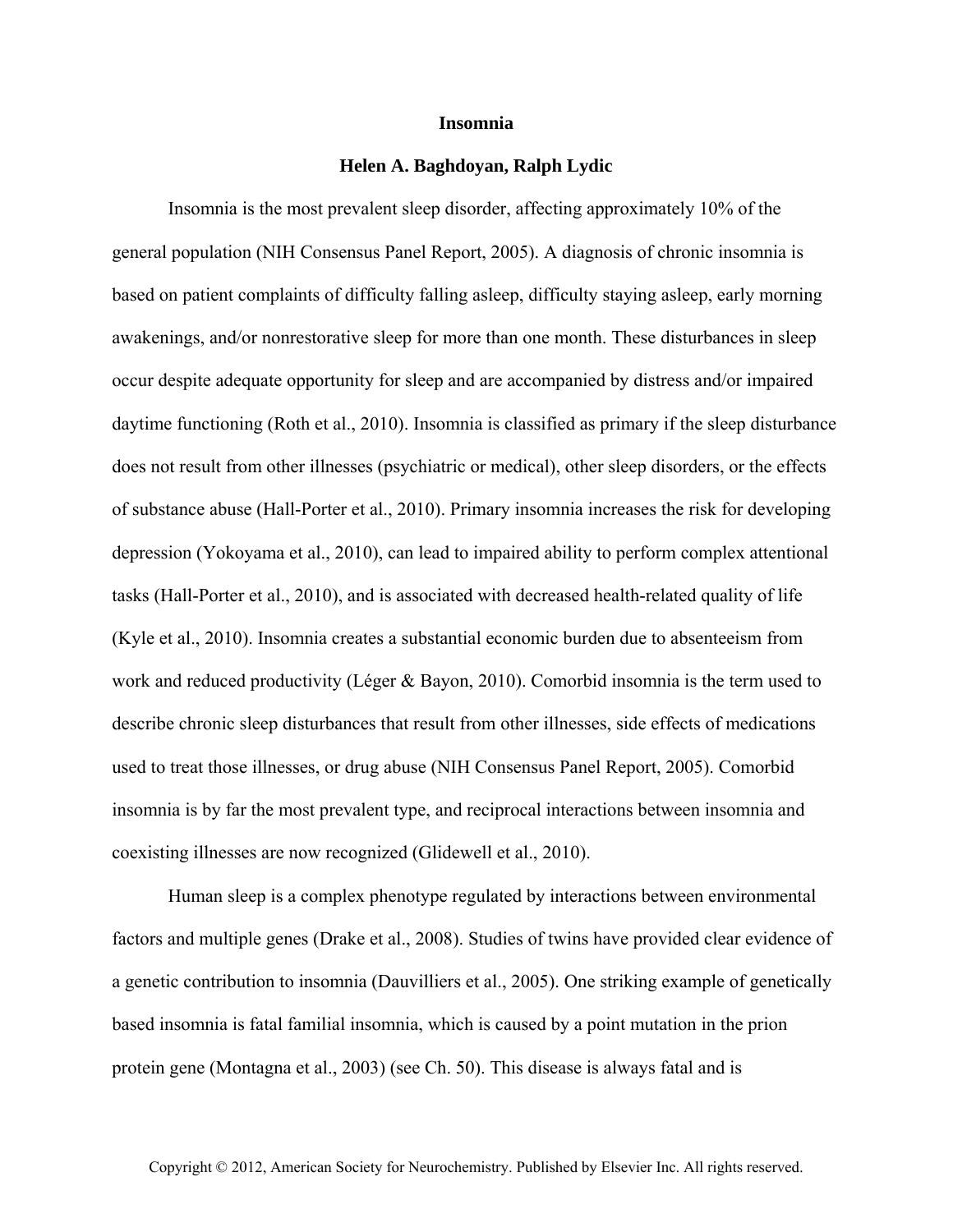# Insomnia

**Helen A. Baghdoyan, Ralph Lydic**

Insomnia is the most prevalent sleep disorder, affecting approximately 10% of the general population (NIH Consensus Panel Report, 2005). A diagnosis of chronic insomnia is based on patient complaints of difficulty falling asleep, difficulty staying asleep, early morning awakenings, and/or nonrestorative sleep for more than one month. These disturbances in sleep occur despite adequate opportunity for sleep and are accompanied by distress and/or impaired daytime functioning (Roth et al., 2010). Insomnia is classified as primary if the sleep disturbance does not result from other illnesses (psychiatric or medical), other sleep disorders, or the effects of substance abuse (Hall-Porter et al., 2010). Primary insomnia increases the risk for developing depression (Yokoyama et al., 2010), can lead to impaired ability to perform complex attentional tasks (Hall-Porter et al., 2010), and is associated with decreased health-related quality of life (Kyle et al., 2010). Insomnia creates a substantial economic burden due to absenteeism from work and reduced productivity (Léger & Bayon, 2010). Comorbid insomnia is the term used to describe chronic sleep disturbances that result from other illnesses, side effects of medications used to treat those illnesses, or drug abuse (NIH Consensus Panel Report, 2005). Comorbid insomnia is by far the most prevalent type, and reciprocal interactions between insomnia and coexisting illnesses are now recognized (Glidewell et al., 2010).

Human sleep is a complex phenotype regulated by interactions between environmental factors and multiple genes (Drake et al., 2008). Studies of twins have provided clear evidence of a genetic contribution to insomnia (Dauvilliers et al., 2005). One striking example of genetically based insomnia is fatal familial insomnia, which is caused by a point mutation in the prion protein gene (Montagna et al., 2003) (see Ch. 50). This disease is always fatal and is

Copyright © 2012, American Society for Neurochemistry. Published by Elsevier Inc. All rights reserved.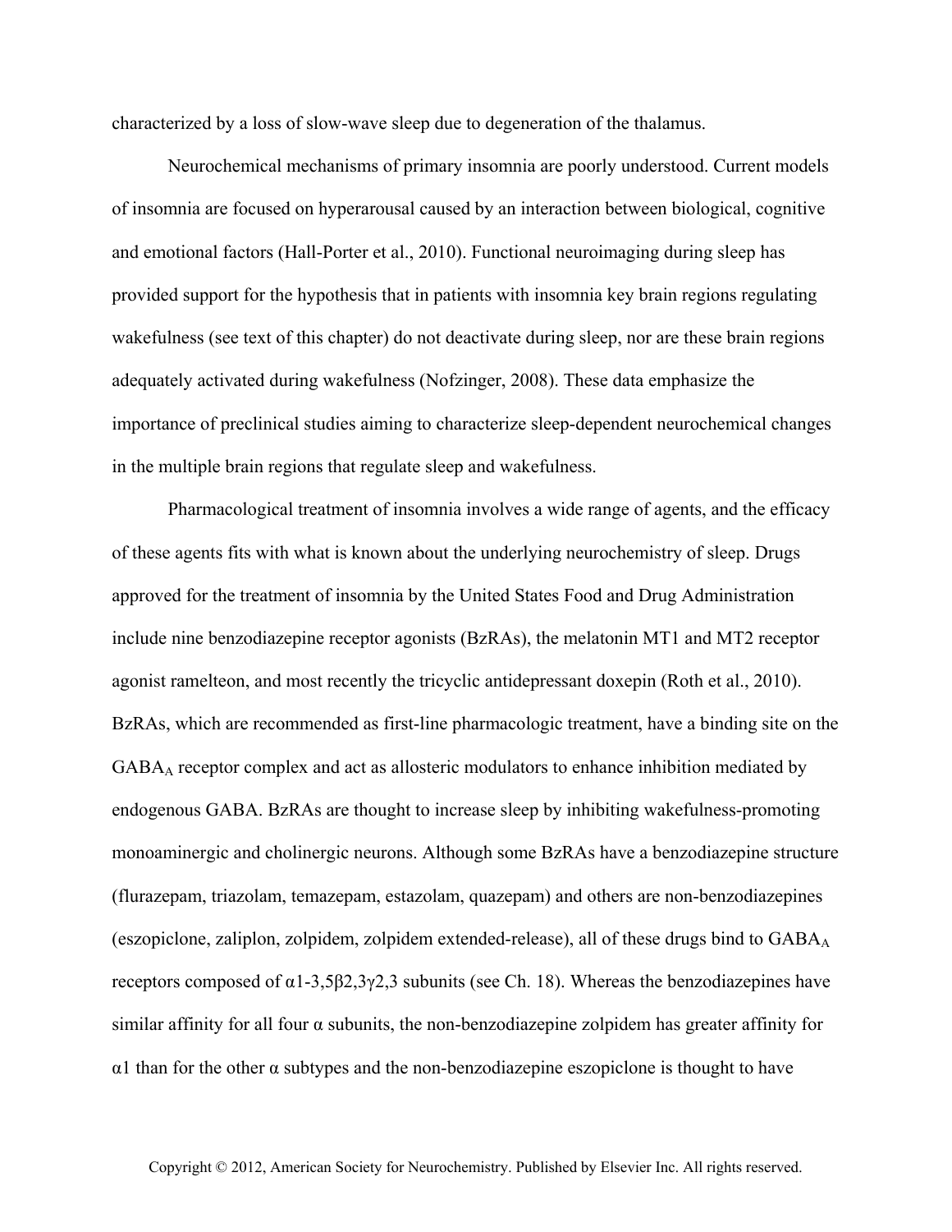characterized by a loss of slow-wave sleep due to degeneration of the thalamus.

Neurochemical mechanisms of primary insomnia are poorly understood. Current models of insomnia are focused on hyperarousal caused by an interaction between biological, cognitive and emotional factors (Hall-Porter et al., 2010). Functional neuroimaging during sleep has provided support for the hypothesis that in patients with insomnia key brain regions regulating wakefulness (see text of this chapter) do not deactivate during sleep, nor are these brain regions adequately activated during wakefulness (Nofzinger, 2008). These data emphasize the importance of preclinical studies aiming to characterize sleep-dependent neurochemical changes in the multiple brain regions that regulate sleep and wakefulness.

Pharmacological treatment of insomnia involves a wide range of agents, and the efficacy of these agents fits with what is known about the underlying neurochemistry of sleep. Drugs approved for the treatment of insomnia by the United States Food and Drug Administration include nine benzodiazepine receptor agonists (BzRAs), the melatonin MT1 and MT2 receptor agonist ramelteon, and most recently the tricyclic antidepressant doxepin (Roth et al., 2010). BzRAs, which are recommended as first-line pharmacologic treatment, have a binding site on the $GABA_A$ receptor complex and act as allosteric modulators to enhance inhibition mediated by endogenous GABA. BzRAs are thought to increase sleep by inhibiting wakefulness-promoting monoaminergic and cholinergic neurons. Although some BzRAs have a benzodiazepine structure (flurazepam, triazolam, temazepam, estazolam, quazepam) and others are non-benzodiazepines (eszopiclone, zaliplon, zolpidem, zolpidem extended-release), all of these drugs bind to $GABA_A$ receptors composed of $\alpha$1-3,5$\beta$2,3$\gamma$2,3 subunits (see Ch. 18). Whereas the benzodiazepines have similar affinity for all four $\alpha$ subunits, the non-benzodiazepine zolpidem has greater affinity for $\alpha$1 than for the other $\alpha$ subtypes and the non-benzodiazepine eszopiclone is thought to have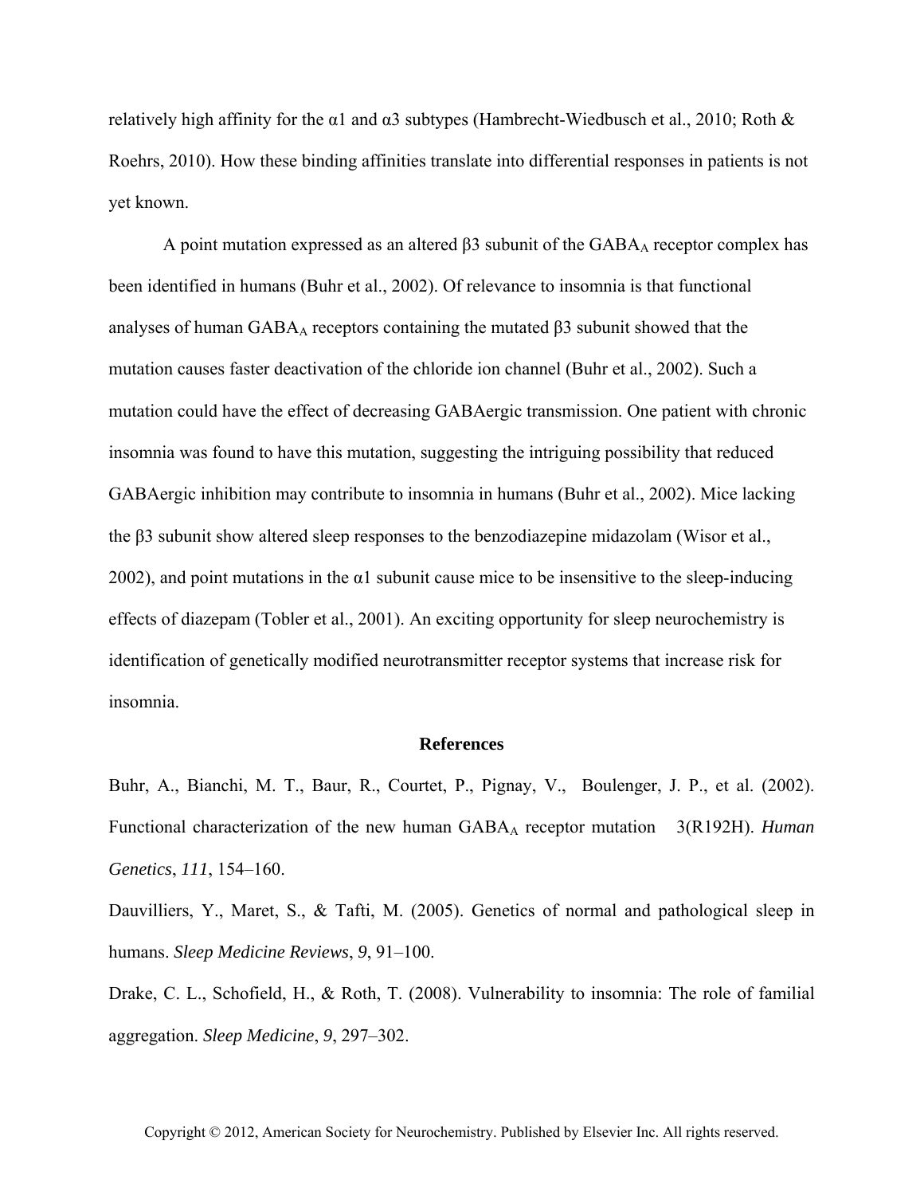relatively high affinity for the α1 and α3 subtypes (Hambrecht-Wiedbusch et al., 2010; Roth & Roehrs, 2010). How these binding affinities translate into differential responses in patients is not yet known.

A point mutation expressed as an altered β3 subunit of the $GABA_A$ receptor complex has been identified in humans (Buhr et al., 2002). Of relevance to insomnia is that functional analyses of human $GABA_A$ receptors containing the mutated β3 subunit showed that the mutation causes faster deactivation of the chloride ion channel (Buhr et al., 2002). Such a mutation could have the effect of decreasing GABAergic transmission. One patient with chronic insomnia was found to have this mutation, suggesting the intriguing possibility that reduced GABAergic inhibition may contribute to insomnia in humans (Buhr et al., 2002). Mice lacking the β3 subunit show altered sleep responses to the benzodiazepine midazolam (Wisor et al., 2002), and point mutations in the α1 subunit cause mice to be insensitive to the sleep-inducing effects of diazepam (Tobler et al., 2001). An exciting opportunity for sleep neurochemistry is identification of genetically modified neurotransmitter receptor systems that increase risk for insomnia.

## References

Buhr, A., Bianchi, M. T., Baur, R., Courtet, P., Pignay, V., Boulenger, J. P., et al. (2002). Functional characterization of the new human $GABA_A$ receptor mutation 3(R192H). *Human Genetics*, *111*, 154–160.

Dauvilliers, Y., Maret, S., & Tafti, M. (2005). Genetics of normal and pathological sleep in humans. *Sleep Medicine Reviews*, *9*, 91–100.

Drake, C. L., Schofield, H., & Roth, T. (2008). Vulnerability to insomnia: The role of familial aggregation. *Sleep Medicine*, *9*, 297–302.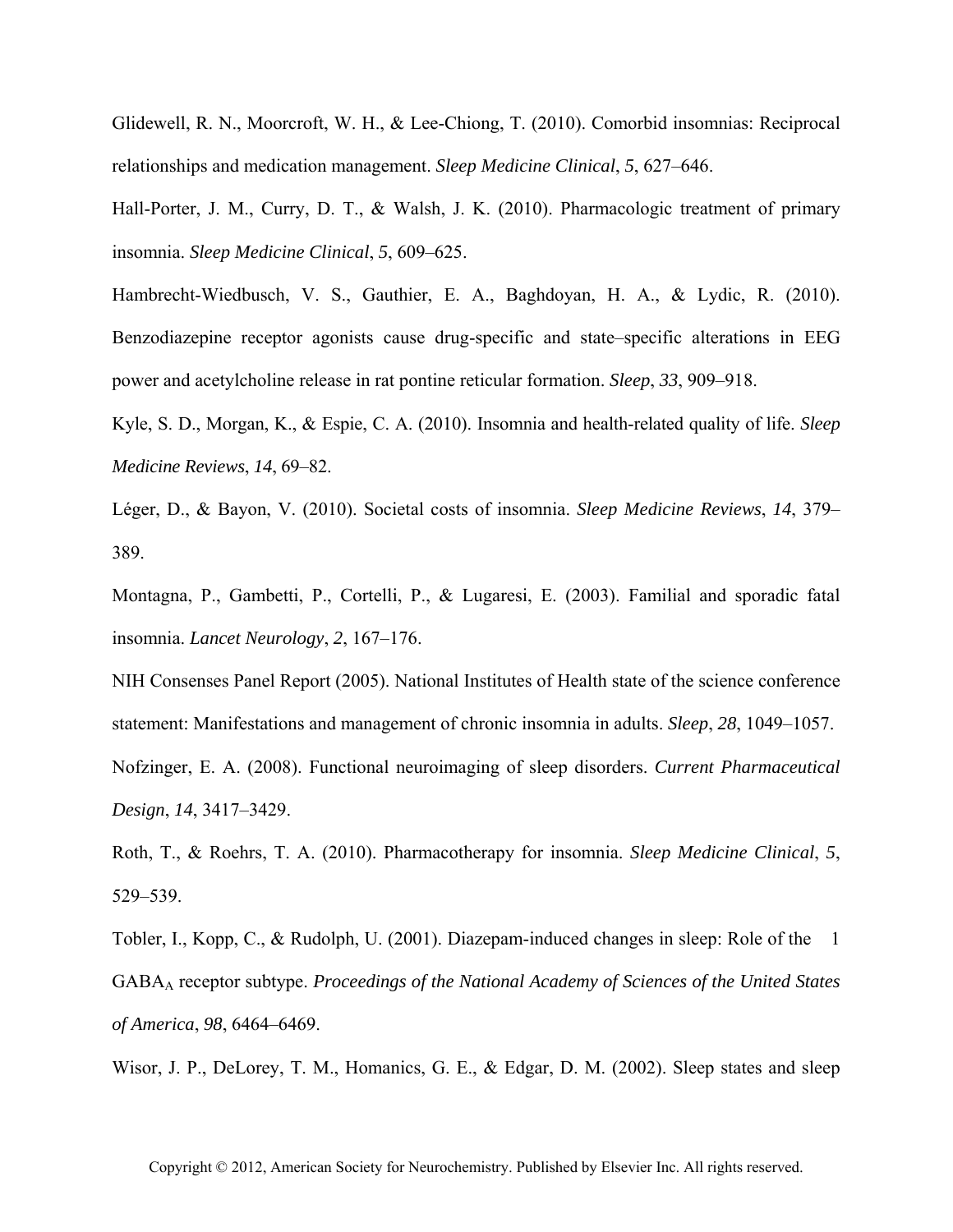Glidewell, R. N., Moorcroft, W. H., & Lee-Chiong, T. (2010). Comorbid insomnias: Reciprocal relationships and medication management. *Sleep Medicine Clinical*, *5*, 627–646.

Hall-Porter, J. M., Curry, D. T., & Walsh, J. K. (2010). Pharmacologic treatment of primary insomnia. *Sleep Medicine Clinical*, *5*, 609–625.

Hambrecht-Wiedbusch, V. S., Gauthier, E. A., Baghdoyan, H. A., & Lydic, R. (2010). Benzodiazepine receptor agonists cause drug-specific and state–specific alterations in EEG power and acetylcholine release in rat pontine reticular formation. *Sleep*, *33*, 909–918.

Kyle, S. D., Morgan, K., & Espie, C. A. (2010). Insomnia and health-related quality of life. *Sleep Medicine Reviews*, *14*, 69–82.

Léger, D., & Bayon, V. (2010). Societal costs of insomnia. *Sleep Medicine Reviews*, *14*, 379–389.

Montagna, P., Gambetti, P., Cortelli, P., & Lugaresi, E. (2003). Familial and sporadic fatal insomnia. *Lancet Neurology*, *2*, 167–176.

NIH Consenses Panel Report (2005). National Institutes of Health state of the science conference statement: Manifestations and management of chronic insomnia in adults. *Sleep*, *28*, 1049–1057.

Nofzinger, E. A. (2008). Functional neuroimaging of sleep disorders. *Current Pharmaceutical Design*, *14*, 3417–3429.

Roth, T., & Roehrs, T. A. (2010). Pharmacotherapy for insomnia. *Sleep Medicine Clinical*, *5*, 529–539.

Tobler, I., Kopp, C., & Rudolph, U. (2001). Diazepam-induced changes in sleep: Role of the 1 $GABA_A$ receptor subtype. *Proceedings of the National Academy of Sciences of the United States of America*, *98*, 6464–6469.

Wisor, J. P., DeLorey, T. M., Homanics, G. E., & Edgar, D. M. (2002). Sleep states and sleep

Copyright © 2012, American Society for Neurochemistry. Published by Elsevier Inc. All rights reserved.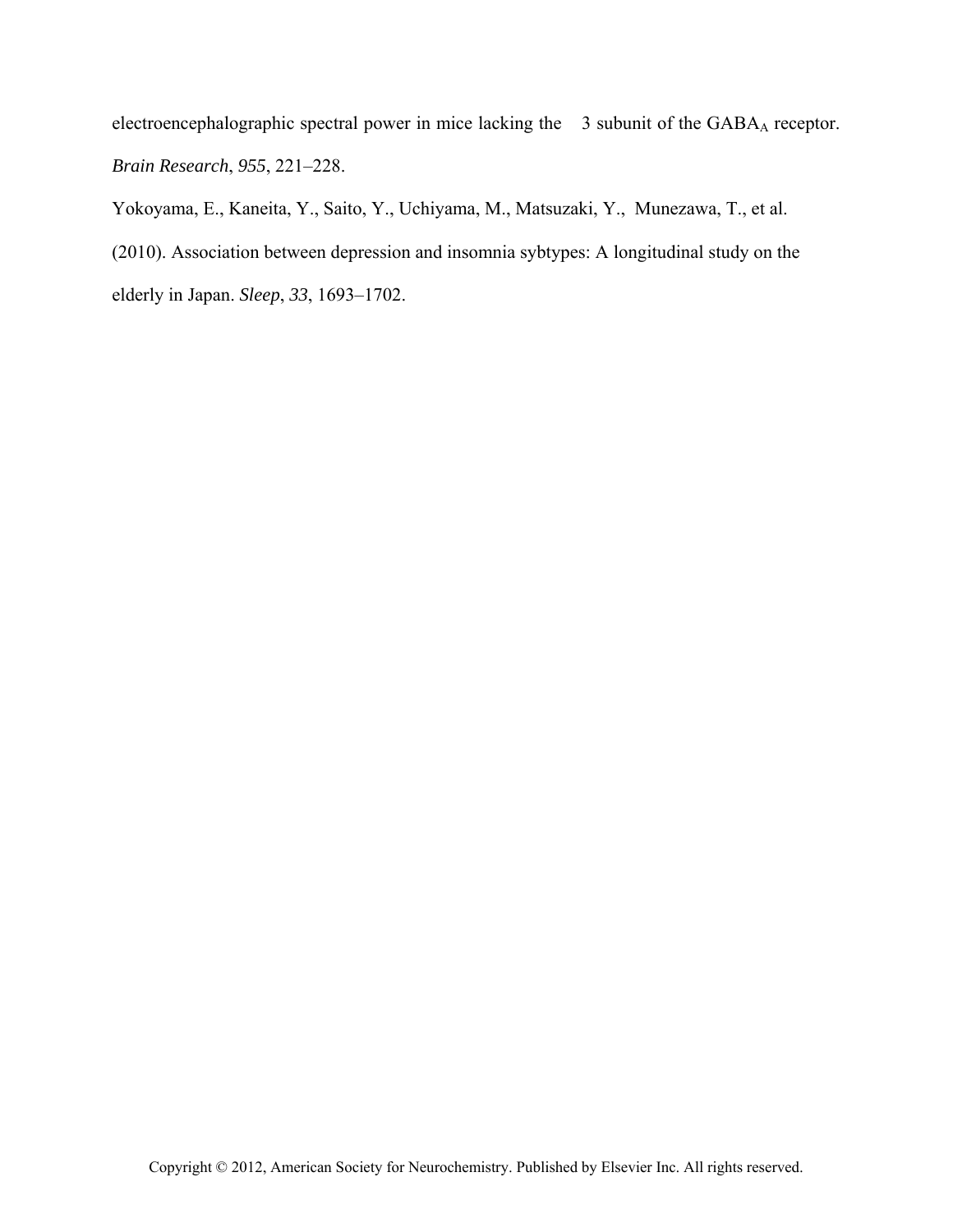electroencephalographic spectral power in mice lacking the  3 subunit of the $GABA_A$ receptor. *Brain Research*, *955*, 221–228.

Yokoyama, E., Kaneita, Y., Saito, Y., Uchiyama, M., Matsuzaki, Y., Munezawa, T., et al. (2010). Association between depression and insomnia sybtypes: A longitudinal study on the elderly in Japan. *Sleep*, *33*, 1693–1702.

Copyright © 2012, American Society for Neurochemistry. Published by Elsevier Inc. All rights reserved.